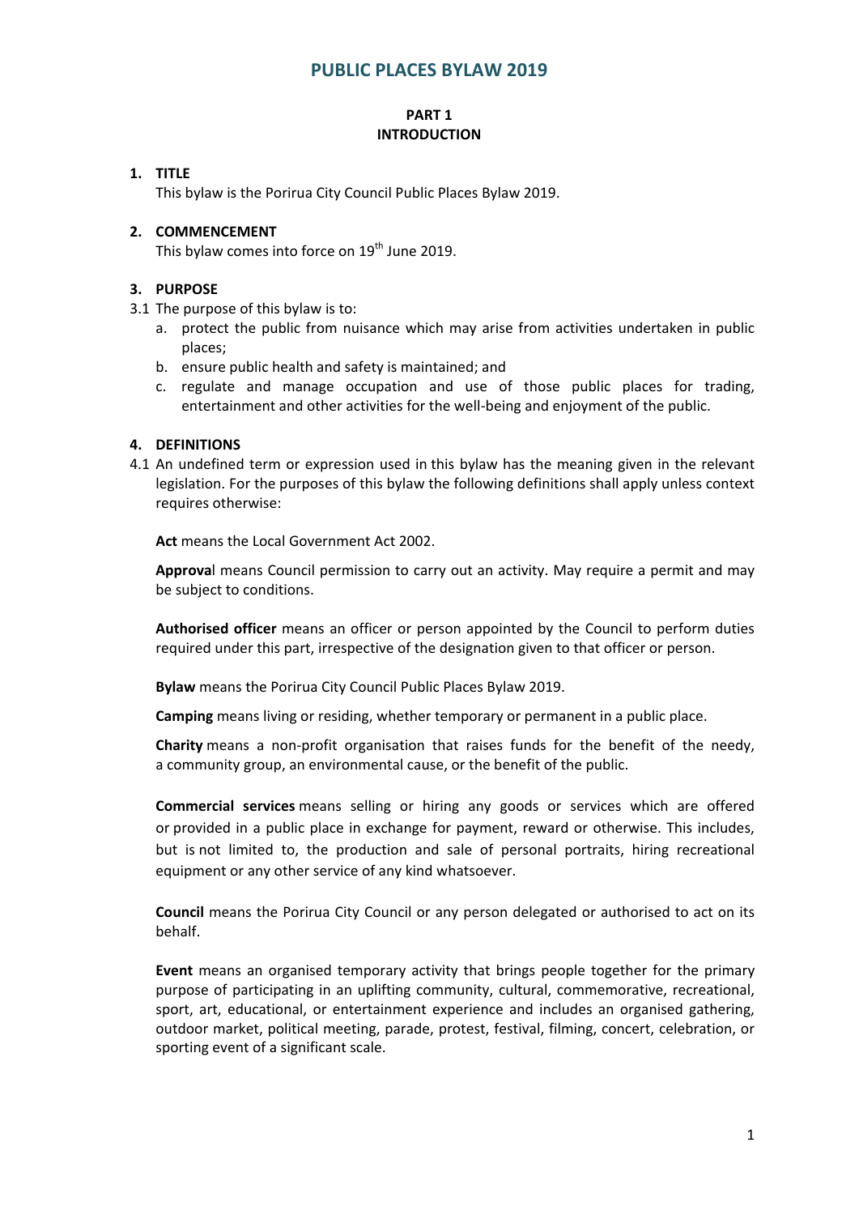# PUBLIC PLACES BYLAW 2019

## PART 1
## INTRODUCTION

### 1. TITLE

This bylaw is the Porirua City Council Public Places Bylaw 2019.

### 2. COMMENCEMENT

This bylaw comes into force on 19th June 2019.

### 3. PURPOSE

3.1 The purpose of this bylaw is to:

a. protect the public from nuisance which may arise from activities undertaken in public places;

b. ensure public health and safety is maintained; and

c. regulate and manage occupation and use of those public places for trading, entertainment and other activities for the well-being and enjoyment of the public.

### 4. DEFINITIONS

4.1 An undefined term or expression used in this bylaw has the meaning given in the relevant legislation. For the purposes of this bylaw the following definitions shall apply unless context requires otherwise:

**Act** means the Local Government Act 2002.

**Approval** means Council permission to carry out an activity. May require a permit and may be subject to conditions.

**Authorised officer** means an officer or person appointed by the Council to perform duties required under this part, irrespective of the designation given to that officer or person.

**Bylaw** means the Porirua City Council Public Places Bylaw 2019.

**Camping** means living or residing, whether temporary or permanent in a public place.

**Charity** means a non-profit organisation that raises funds for the benefit of the needy, a community group, an environmental cause, or the benefit of the public.

**Commercial services** means selling or hiring any goods or services which are offered or provided in a public place in exchange for payment, reward or otherwise. This includes, but is not limited to, the production and sale of personal portraits, hiring recreational equipment or any other service of any kind whatsoever.

**Council** means the Porirua City Council or any person delegated or authorised to act on its behalf.

**Event** means an organised temporary activity that brings people together for the primary purpose of participating in an uplifting community, cultural, commemorative, recreational, sport, art, educational, or entertainment experience and includes an organised gathering, outdoor market, political meeting, parade, protest, festival, filming, concert, celebration, or sporting event of a significant scale.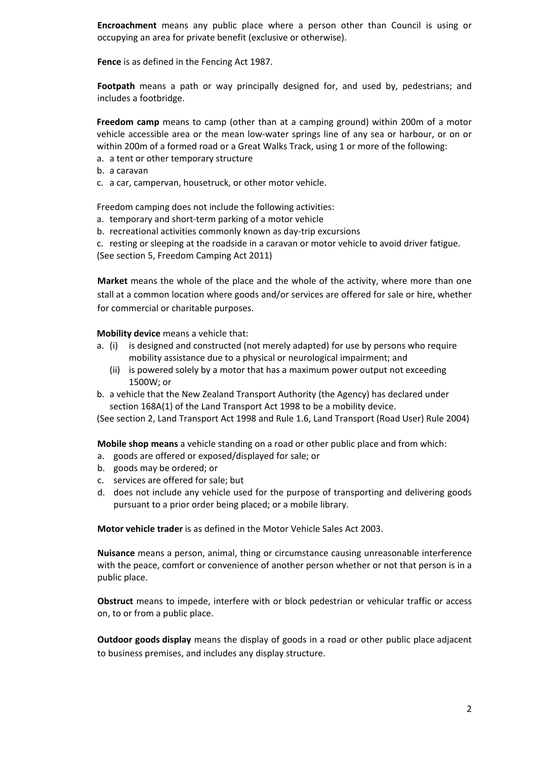**Encroachment** means any public place where a person other than Council is using or occupying an area for private benefit (exclusive or otherwise).

**Fence** is as defined in the Fencing Act 1987.

**Footpath** means a path or way principally designed for, and used by, pedestrians; and includes a footbridge.

**Freedom camp** means to camp (other than at a camping ground) within 200m of a motor vehicle accessible area or the mean low-water springs line of any sea or harbour, or on or within 200m of a formed road or a Great Walks Track, using 1 or more of the following:

a. a tent or other temporary structure
b. a caravan
c. a car, campervan, housetruck, or other motor vehicle.

Freedom camping does not include the following activities:

a. temporary and short-term parking of a motor vehicle
b. recreational activities commonly known as day-trip excursions
c. resting or sleeping at the roadside in a caravan or motor vehicle to avoid driver fatigue.

(See section 5, Freedom Camping Act 2011)

**Market** means the whole of the place and the whole of the activity, where more than one stall at a common location where goods and/or services are offered for sale or hire, whether for commercial or charitable purposes.

**Mobility device** means a vehicle that:

a. (i) is designed and constructed (not merely adapted) for use by persons who require mobility assistance due to a physical or neurological impairment; and
   (ii) is powered solely by a motor that has a maximum power output not exceeding 1500W; or
b. a vehicle that the New Zealand Transport Authority (the Agency) has declared under section 168A(1) of the Land Transport Act 1998 to be a mobility device.

(See section 2, Land Transport Act 1998 and Rule 1.6, Land Transport (Road User) Rule 2004)

**Mobile shop means** a vehicle standing on a road or other public place and from which:

a. goods are offered or exposed/displayed for sale; or
b. goods may be ordered; or
c. services are offered for sale; but
d. does not include any vehicle used for the purpose of transporting and delivering goods pursuant to a prior order being placed; or a mobile library.

**Motor vehicle trader** is as defined in the Motor Vehicle Sales Act 2003.

**Nuisance** means a person, animal, thing or circumstance causing unreasonable interference with the peace, comfort or convenience of another person whether or not that person is in a public place.

**Obstruct** means to impede, interfere with or block pedestrian or vehicular traffic or access on, to or from a public place.

**Outdoor goods display** means the display of goods in a road or other public place adjacent to business premises, and includes any display structure.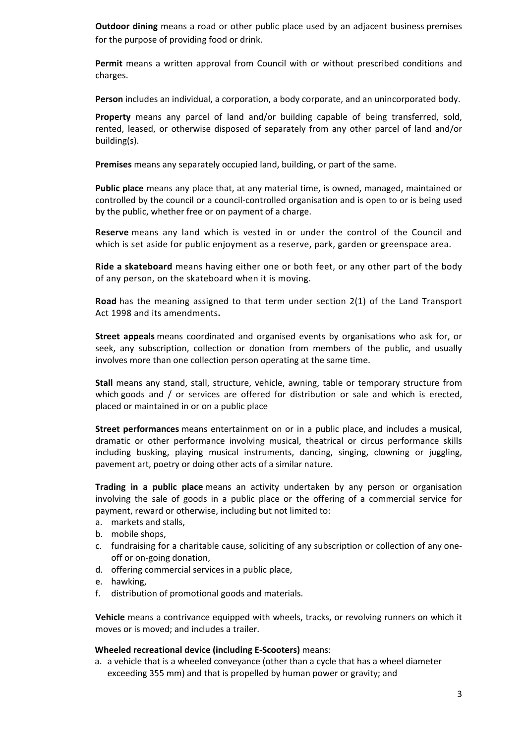**Outdoor dining** means a road or other public place used by an adjacent business premises for the purpose of providing food or drink.

**Permit** means a written approval from Council with or without prescribed conditions and charges.

**Person** includes an individual, a corporation, a body corporate, and an unincorporated body.

**Property** means any parcel of land and/or building capable of being transferred, sold, rented, leased, or otherwise disposed of separately from any other parcel of land and/or building(s).

**Premises** means any separately occupied land, building, or part of the same.

**Public place** means any place that, at any material time, is owned, managed, maintained or controlled by the council or a council-controlled organisation and is open to or is being used by the public, whether free or on payment of a charge.

**Reserve** means any land which is vested in or under the control of the Council and which is set aside for public enjoyment as a reserve, park, garden or greenspace area.

**Ride a skateboard** means having either one or both feet, or any other part of the body of any person, on the skateboard when it is moving.

**Road** has the meaning assigned to that term under section 2(1) of the Land Transport Act 1998 and its amendments**.**

**Street appeals** means coordinated and organised events by organisations who ask for, or seek, any subscription, collection or donation from members of the public, and usually involves more than one collection person operating at the same time.

**Stall** means any stand, stall, structure, vehicle, awning, table or temporary structure from which goods and / or services are offered for distribution or sale and which is erected, placed or maintained in or on a public place

**Street performances** means entertainment on or in a public place, and includes a musical, dramatic or other performance involving musical, theatrical or circus performance skills including busking, playing musical instruments, dancing, singing, clowning or juggling, pavement art, poetry or doing other acts of a similar nature.

**Trading in a public place** means an activity undertaken by any person or organisation involving the sale of goods in a public place or the offering of a commercial service for payment, reward or otherwise, including but not limited to:

a. markets and stalls,
b. mobile shops,
c. fundraising for a charitable cause, soliciting of any subscription or collection of any one-off or on-going donation,
d. offering commercial services in a public place,
e. hawking,
f. distribution of promotional goods and materials.

**Vehicle** means a contrivance equipped with wheels, tracks, or revolving runners on which it moves or is moved; and includes a trailer.

**Wheeled recreational device (including E-Scooters)** means:

a. a vehicle that is a wheeled conveyance (other than a cycle that has a wheel diameter exceeding 355 mm) and that is propelled by human power or gravity; and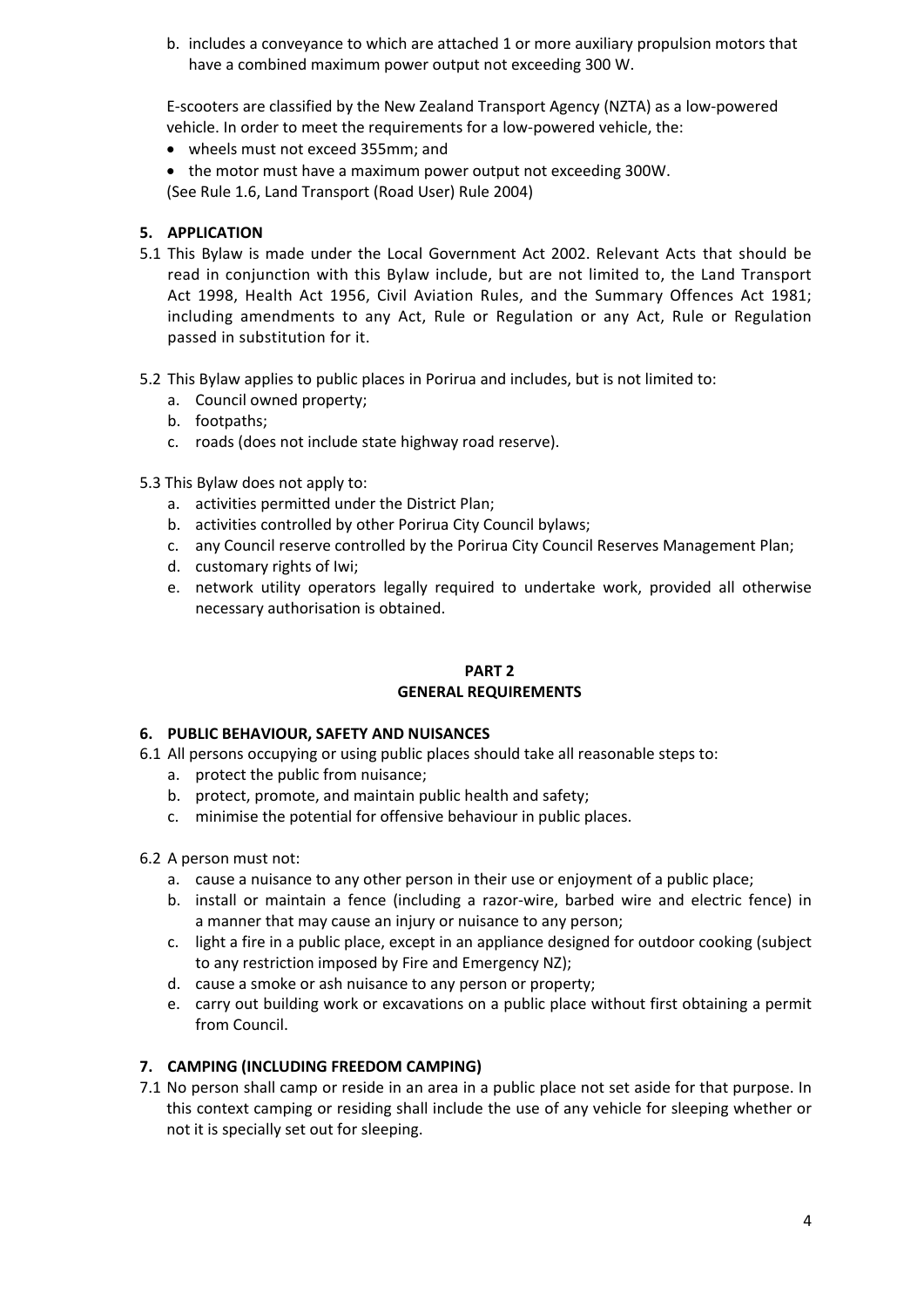b. includes a conveyance to which are attached 1 or more auxiliary propulsion motors that have a combined maximum power output not exceeding 300 W.

E-scooters are classified by the New Zealand Transport Agency (NZTA) as a low-powered vehicle. In order to meet the requirements for a low-powered vehicle, the:

- wheels must not exceed 355mm; and
- the motor must have a maximum power output not exceeding 300W.

(See Rule 1.6, Land Transport (Road User) Rule 2004)

### 5. APPLICATION

5.1 This Bylaw is made under the Local Government Act 2002. Relevant Acts that should be read in conjunction with this Bylaw include, but are not limited to, the Land Transport Act 1998, Health Act 1956, Civil Aviation Rules, and the Summary Offences Act 1981; including amendments to any Act, Rule or Regulation or any Act, Rule or Regulation passed in substitution for it.

5.2 This Bylaw applies to public places in Porirua and includes, but is not limited to:

a. Council owned property;
b. footpaths;
c. roads (does not include state highway road reserve).

5.3 This Bylaw does not apply to:

a. activities permitted under the District Plan;
b. activities controlled by other Porirua City Council bylaws;
c. any Council reserve controlled by the Porirua City Council Reserves Management Plan;
d. customary rights of Iwi;
e. network utility operators legally required to undertake work, provided all otherwise necessary authorisation is obtained.

## PART 2
## GENERAL REQUIREMENTS

### 6. PUBLIC BEHAVIOUR, SAFETY AND NUISANCES

6.1 All persons occupying or using public places should take all reasonable steps to:

a. protect the public from nuisance;
b. protect, promote, and maintain public health and safety;
c. minimise the potential for offensive behaviour in public places.

6.2 A person must not:

a. cause a nuisance to any other person in their use or enjoyment of a public place;
b. install or maintain a fence (including a razor-wire, barbed wire and electric fence) in a manner that may cause an injury or nuisance to any person;
c. light a fire in a public place, except in an appliance designed for outdoor cooking (subject to any restriction imposed by Fire and Emergency NZ);
d. cause a smoke or ash nuisance to any person or property;
e. carry out building work or excavations on a public place without first obtaining a permit from Council.

### 7. CAMPING (INCLUDING FREEDOM CAMPING)

7.1 No person shall camp or reside in an area in a public place not set aside for that purpose. In this context camping or residing shall include the use of any vehicle for sleeping whether or not it is specially set out for sleeping.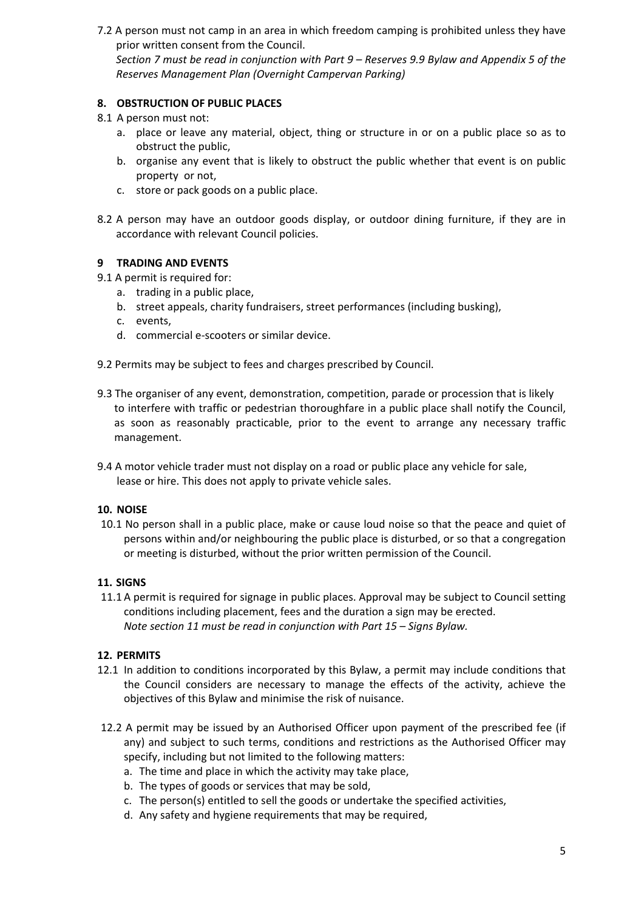7.2 A person must not camp in an area in which freedom camping is prohibited unless they have prior written consent from the Council.
*Section 7 must be read in conjunction with Part 9 – Reserves 9.9 Bylaw and Appendix 5 of the Reserves Management Plan (Overnight Campervan Parking)*

## 8. OBSTRUCTION OF PUBLIC PLACES

8.1 A person must not:

a. place or leave any material, object, thing or structure in or on a public place so as to obstruct the public,
b. organise any event that is likely to obstruct the public whether that event is on public property or not,
c. store or pack goods on a public place.

8.2 A person may have an outdoor goods display, or outdoor dining furniture, if they are in accordance with relevant Council policies.

## 9 TRADING AND EVENTS

9.1 A permit is required for:

a. trading in a public place,
b. street appeals, charity fundraisers, street performances (including busking),
c. events,
d. commercial e-scooters or similar device.

9.2 Permits may be subject to fees and charges prescribed by Council.

9.3 The organiser of any event, demonstration, competition, parade or procession that is likely to interfere with traffic or pedestrian thoroughfare in a public place shall notify the Council, as soon as reasonably practicable, prior to the event to arrange any necessary traffic management.

9.4 A motor vehicle trader must not display on a road or public place any vehicle for sale, lease or hire. This does not apply to private vehicle sales.

## 10. NOISE

10.1 No person shall in a public place, make or cause loud noise so that the peace and quiet of persons within and/or neighbouring the public place is disturbed, or so that a congregation or meeting is disturbed, without the prior written permission of the Council.

## 11. SIGNS

11.1 A permit is required for signage in public places. Approval may be subject to Council setting conditions including placement, fees and the duration a sign may be erected.
*Note section 11 must be read in conjunction with Part 15 – Signs Bylaw.*

## 12. PERMITS

12.1 In addition to conditions incorporated by this Bylaw, a permit may include conditions that the Council considers are necessary to manage the effects of the activity, achieve the objectives of this Bylaw and minimise the risk of nuisance.

12.2 A permit may be issued by an Authorised Officer upon payment of the prescribed fee (if any) and subject to such terms, conditions and restrictions as the Authorised Officer may specify, including but not limited to the following matters:

a. The time and place in which the activity may take place,
b. The types of goods or services that may be sold,
c. The person(s) entitled to sell the goods or undertake the specified activities,
d. Any safety and hygiene requirements that may be required,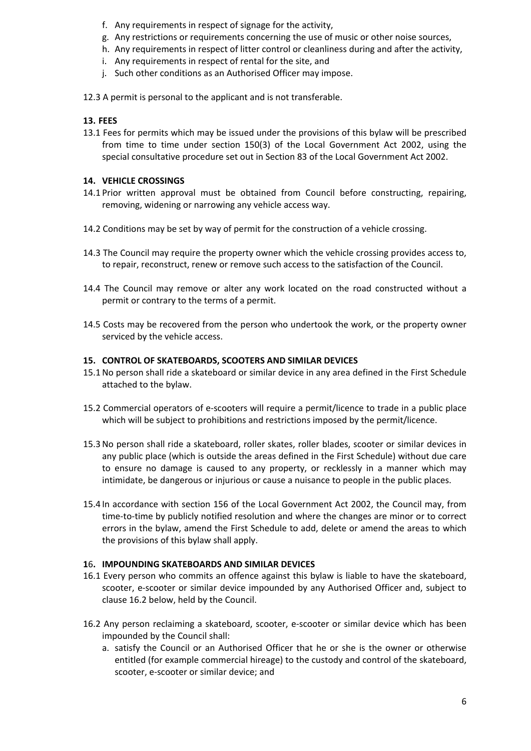f. Any requirements in respect of signage for the activity,
g. Any restrictions or requirements concerning the use of music or other noise sources,
h. Any requirements in respect of litter control or cleanliness during and after the activity,
i. Any requirements in respect of rental for the site, and
j. Such other conditions as an Authorised Officer may impose.

12.3 A permit is personal to the applicant and is not transferable.

**13. FEES**

13.1 Fees for permits which may be issued under the provisions of this bylaw will be prescribed from time to time under section 150(3) of the Local Government Act 2002, using the special consultative procedure set out in Section 83 of the Local Government Act 2002.

**14. VEHICLE CROSSINGS**

14.1 Prior written approval must be obtained from Council before constructing, repairing, removing, widening or narrowing any vehicle access way.

14.2 Conditions may be set by way of permit for the construction of a vehicle crossing.

14.3 The Council may require the property owner which the vehicle crossing provides access to, to repair, reconstruct, renew or remove such access to the satisfaction of the Council.

14.4 The Council may remove or alter any work located on the road constructed without a permit or contrary to the terms of a permit.

14.5 Costs may be recovered from the person who undertook the work, or the property owner serviced by the vehicle access.

**15. CONTROL OF SKATEBOARDS, SCOOTERS AND SIMILAR DEVICES**

15.1 No person shall ride a skateboard or similar device in any area defined in the First Schedule attached to the bylaw.

15.2 Commercial operators of e-scooters will require a permit/licence to trade in a public place which will be subject to prohibitions and restrictions imposed by the permit/licence.

15.3 No person shall ride a skateboard, roller skates, roller blades, scooter or similar devices in any public place (which is outside the areas defined in the First Schedule) without due care to ensure no damage is caused to any property, or recklessly in a manner which may intimidate, be dangerous or injurious or cause a nuisance to people in the public places.

15.4 In accordance with section 156 of the Local Government Act 2002, the Council may, from time-to-time by publicly notified resolution and where the changes are minor or to correct errors in the bylaw, amend the First Schedule to add, delete or amend the areas to which the provisions of this bylaw shall apply.

**16. IMPOUNDING SKATEBOARDS AND SIMILAR DEVICES**

16.1 Every person who commits an offence against this bylaw is liable to have the skateboard, scooter, e-scooter or similar device impounded by any Authorised Officer and, subject to clause 16.2 below, held by the Council.

16.2 Any person reclaiming a skateboard, scooter, e-scooter or similar device which has been impounded by the Council shall:

a. satisfy the Council or an Authorised Officer that he or she is the owner or otherwise entitled (for example commercial hireage) to the custody and control of the skateboard, scooter, e-scooter or similar device; and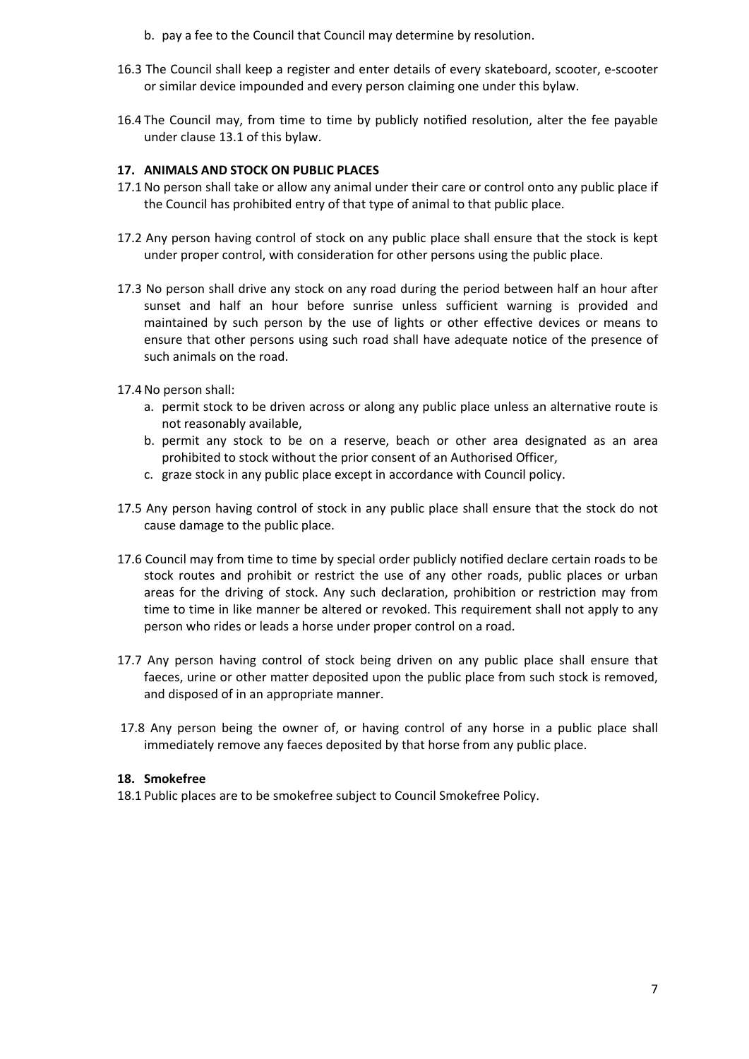b. pay a fee to the Council that Council may determine by resolution.

16.3 The Council shall keep a register and enter details of every skateboard, scooter, e-scooter or similar device impounded and every person claiming one under this bylaw.

16.4 The Council may, from time to time by publicly notified resolution, alter the fee payable under clause 13.1 of this bylaw.

## 17. ANIMALS AND STOCK ON PUBLIC PLACES

17.1 No person shall take or allow any animal under their care or control onto any public place if the Council has prohibited entry of that type of animal to that public place.

17.2 Any person having control of stock on any public place shall ensure that the stock is kept under proper control, with consideration for other persons using the public place.

17.3 No person shall drive any stock on any road during the period between half an hour after sunset and half an hour before sunrise unless sufficient warning is provided and maintained by such person by the use of lights or other effective devices or means to ensure that other persons using such road shall have adequate notice of the presence of such animals on the road.

17.4 No person shall:

a. permit stock to be driven across or along any public place unless an alternative route is not reasonably available,
b. permit any stock to be on a reserve, beach or other area designated as an area prohibited to stock without the prior consent of an Authorised Officer,
c. graze stock in any public place except in accordance with Council policy.

17.5 Any person having control of stock in any public place shall ensure that the stock do not cause damage to the public place.

17.6 Council may from time to time by special order publicly notified declare certain roads to be stock routes and prohibit or restrict the use of any other roads, public places or urban areas for the driving of stock. Any such declaration, prohibition or restriction may from time to time in like manner be altered or revoked. This requirement shall not apply to any person who rides or leads a horse under proper control on a road.

17.7 Any person having control of stock being driven on any public place shall ensure that faeces, urine or other matter deposited upon the public place from such stock is removed, and disposed of in an appropriate manner.

17.8 Any person being the owner of, or having control of any horse in a public place shall immediately remove any faeces deposited by that horse from any public place.

## 18. Smokefree

18.1 Public places are to be smokefree subject to Council Smokefree Policy.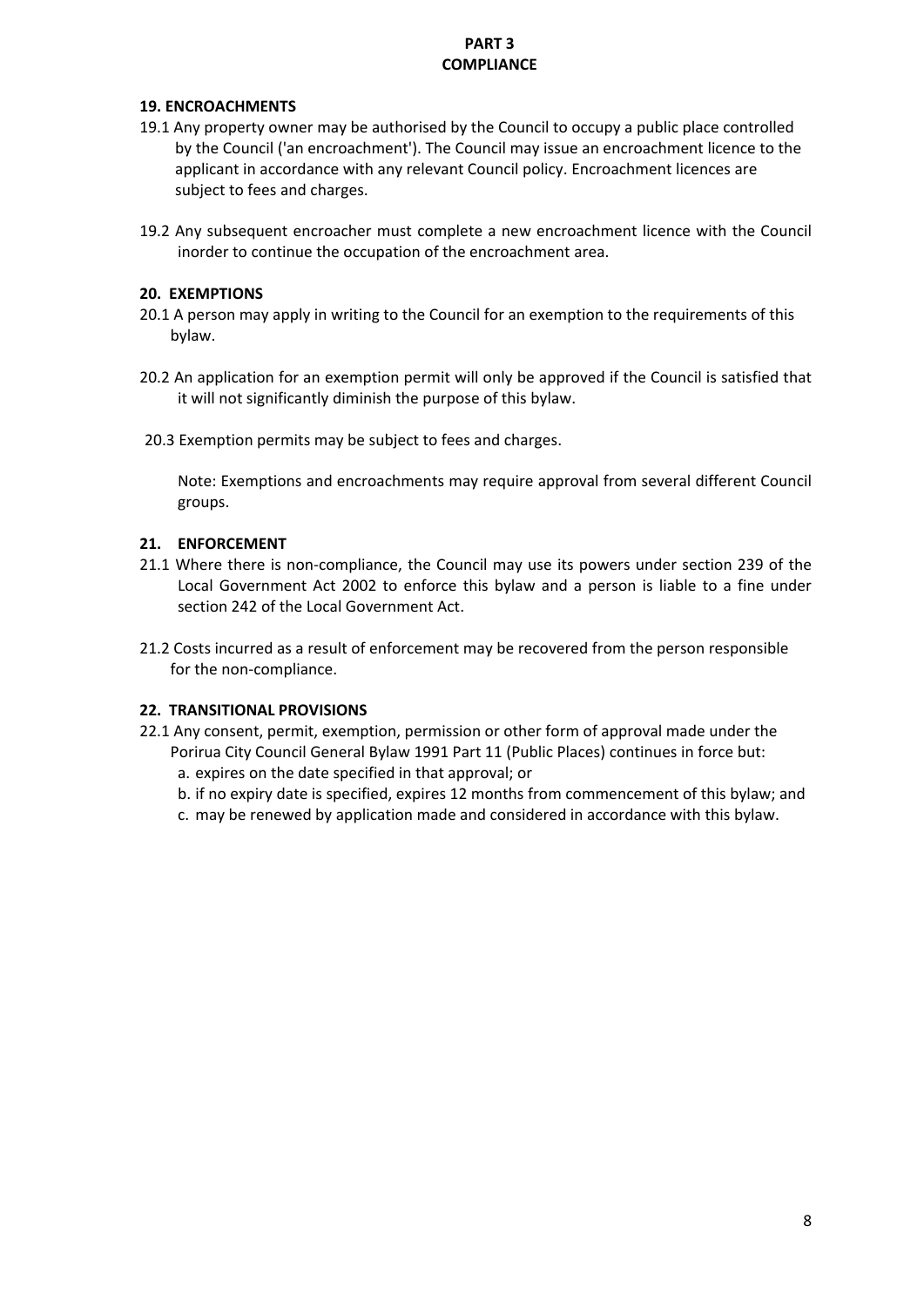# PART 3
# COMPLIANCE

### 19. ENCROACHMENTS

19.1 Any property owner may be authorised by the Council to occupy a public place controlled by the Council ('an encroachment'). The Council may issue an encroachment licence to the applicant in accordance with any relevant Council policy. Encroachment licences are subject to fees and charges.

19.2 Any subsequent encroacher must complete a new encroachment licence with the Council inorder to continue the occupation of the encroachment area.

### 20. EXEMPTIONS

20.1 A person may apply in writing to the Council for an exemption to the requirements of this bylaw.

20.2 An application for an exemption permit will only be approved if the Council is satisfied that it will not significantly diminish the purpose of this bylaw.

20.3 Exemption permits may be subject to fees and charges.

Note: Exemptions and encroachments may require approval from several different Council groups.

### 21. ENFORCEMENT

21.1 Where there is non-compliance, the Council may use its powers under section 239 of the Local Government Act 2002 to enforce this bylaw and a person is liable to a fine under section 242 of the Local Government Act.

21.2 Costs incurred as a result of enforcement may be recovered from the person responsible for the non-compliance.

### 22. TRANSITIONAL PROVISIONS

22.1 Any consent, permit, exemption, permission or other form of approval made under the Porirua City Council General Bylaw 1991 Part 11 (Public Places) continues in force but:

a. expires on the date specified in that approval; or

b. if no expiry date is specified, expires 12 months from commencement of this bylaw; and

c. may be renewed by application made and considered in accordance with this bylaw.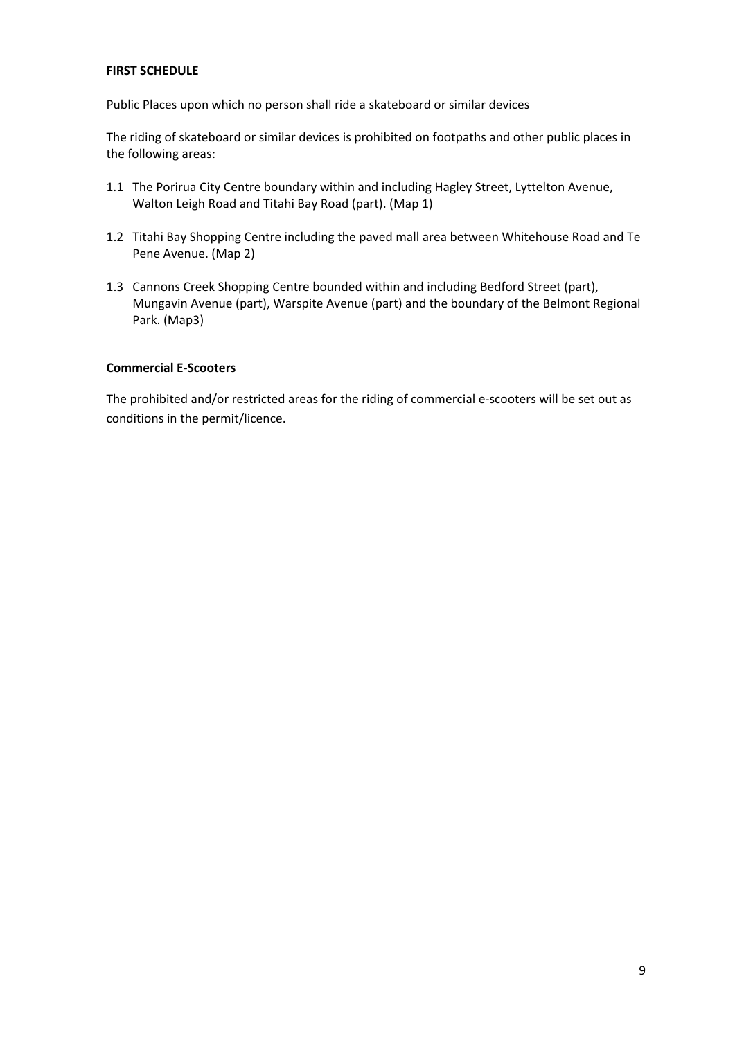**FIRST SCHEDULE**

Public Places upon which no person shall ride a skateboard or similar devices

The riding of skateboard or similar devices is prohibited on footpaths and other public places in the following areas:

1.1 The Porirua City Centre boundary within and including Hagley Street, Lyttelton Avenue, Walton Leigh Road and Titahi Bay Road (part). (Map 1)

1.2 Titahi Bay Shopping Centre including the paved mall area between Whitehouse Road and Te Pene Avenue. (Map 2)

1.3 Cannons Creek Shopping Centre bounded within and including Bedford Street (part), Mungavin Avenue (part), Warspite Avenue (part) and the boundary of the Belmont Regional Park. (Map3)

**Commercial E-Scooters**

The prohibited and/or restricted areas for the riding of commercial e-scooters will be set out as conditions in the permit/licence.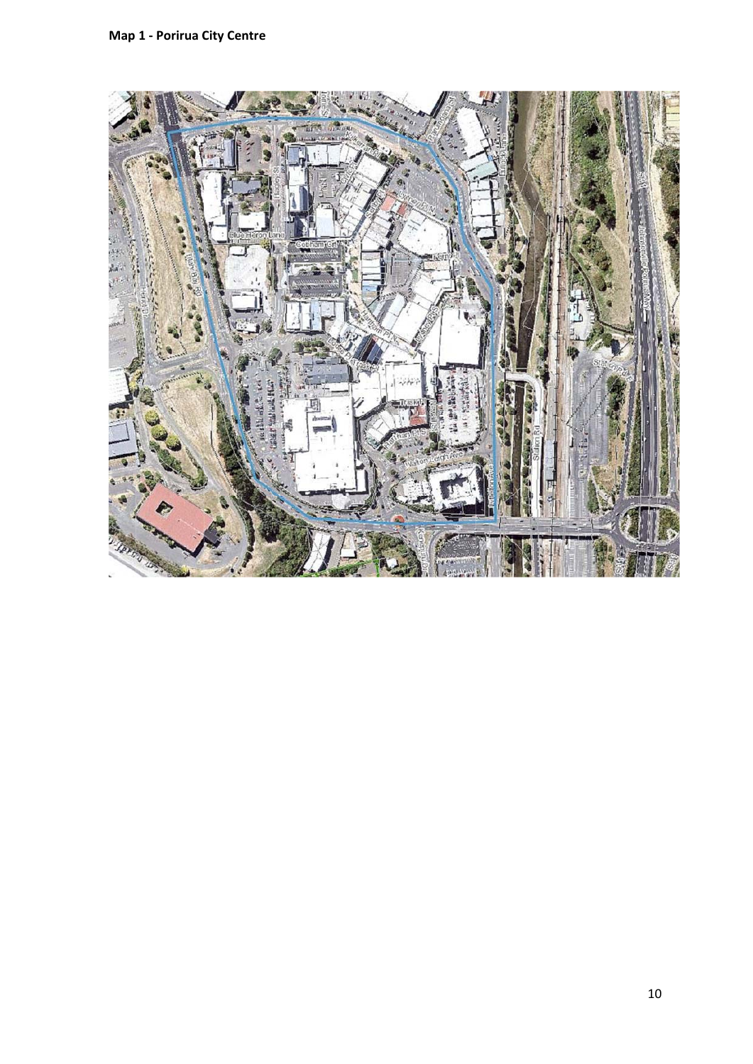**Map 1 - Porirua City Centre**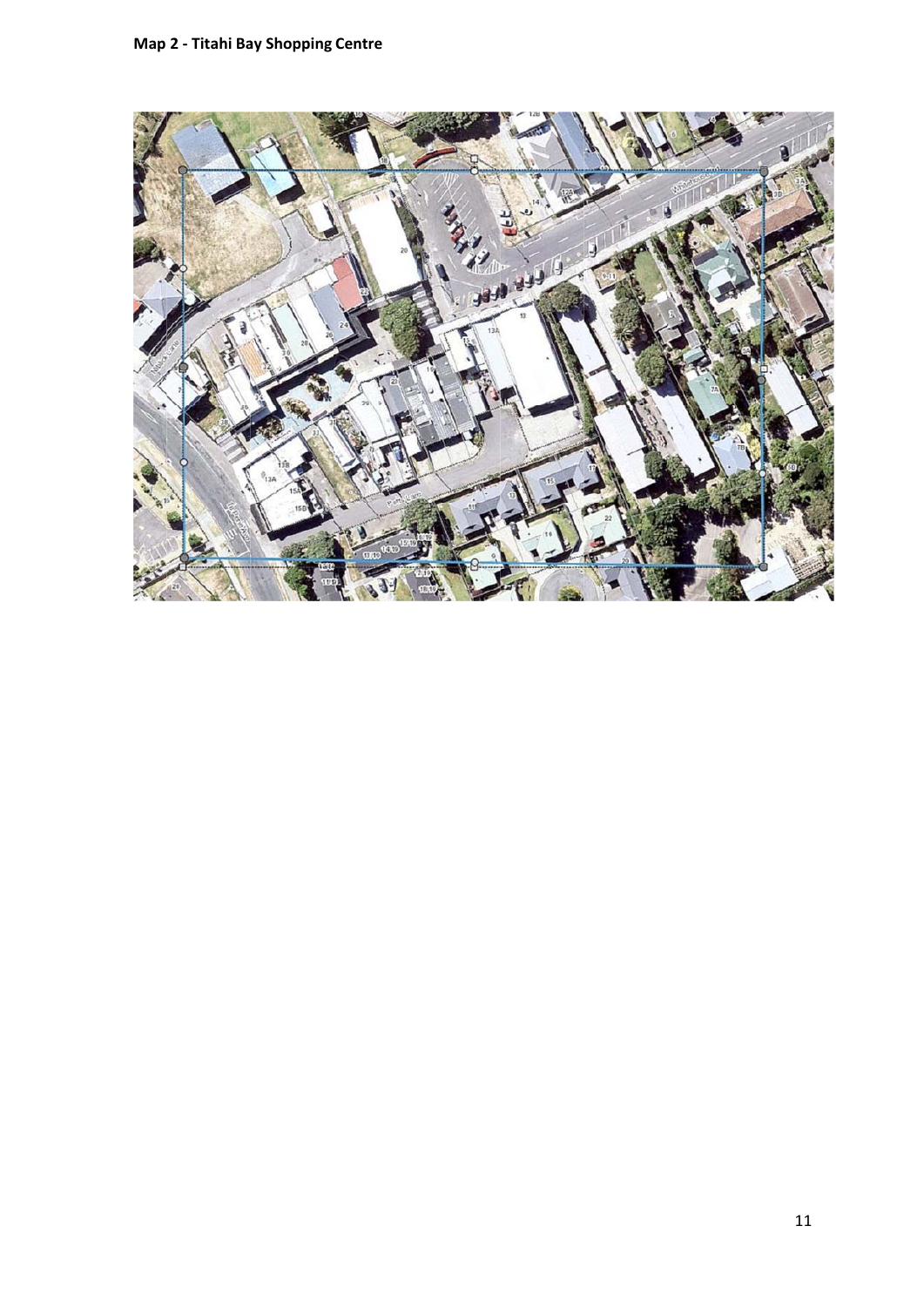**Map 2 - Titahi Bay Shopping Centre**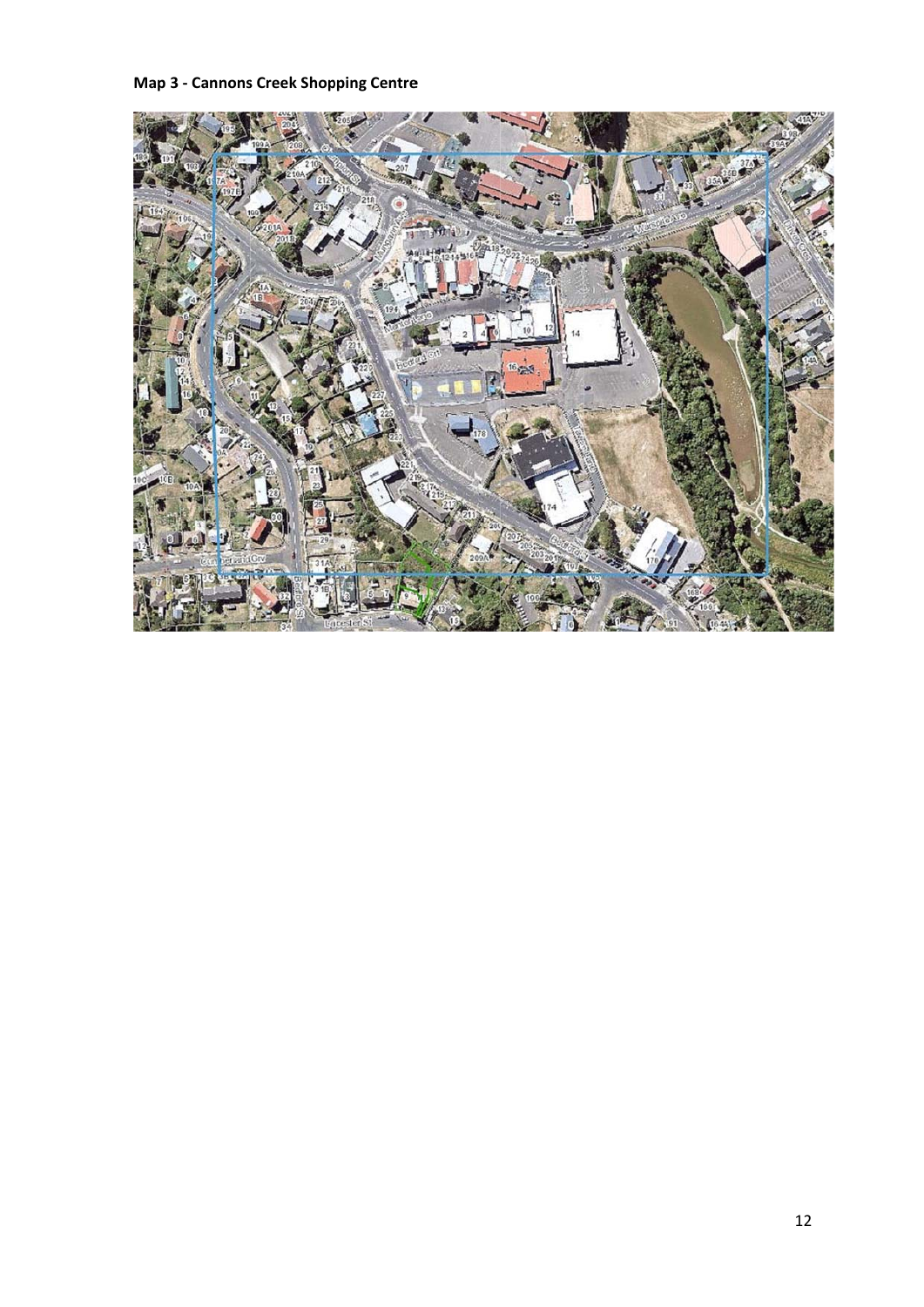**Map 3 - Cannons Creek Shopping Centre**